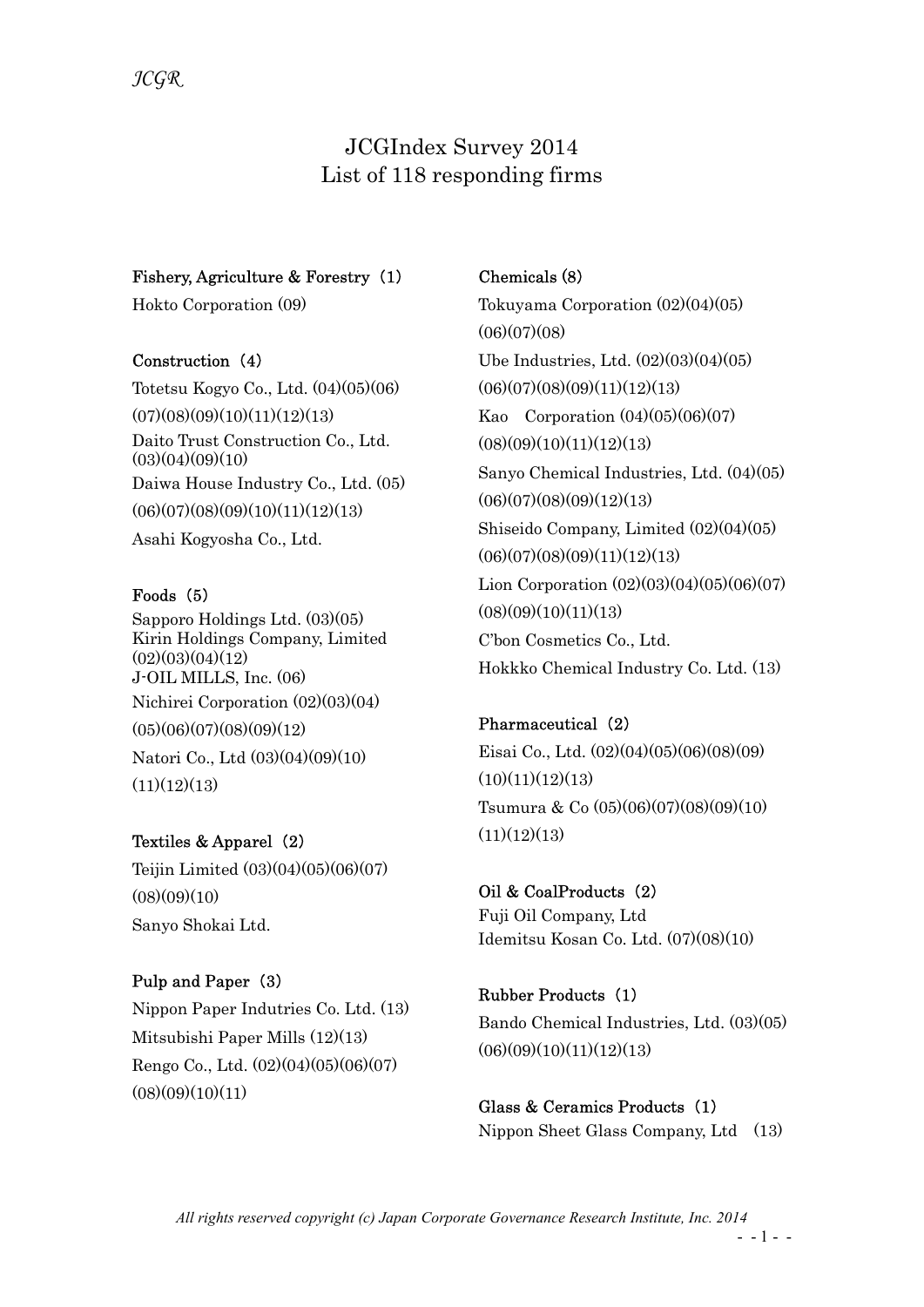# JCGIndex Survey 2014
# List of 118 responding firms

**Fishery, Agriculture & Forestry（1）**

Hokto Corporation (09)

**Construction（4）**

Totetsu Kogyo Co., Ltd. (04)(05)(06)(07)(08)(09)(10)(11)(12)(13)

Daito Trust Construction Co., Ltd. (03)(04)(09)(10)

Daiwa House Industry Co., Ltd. (05)(06)(07)(08)(09)(10)(11)(12)(13)

Asahi Kogyosha Co., Ltd.

**Foods（5）**

Sapporo Holdings Ltd. (03)(05)

Kirin Holdings Company, Limited (02)(03)(04)(12)

J-OIL MILLS, Inc. (06)

Nichirei Corporation (02)(03)(04)(05)(06)(07)(08)(09)(12)

Natori Co., Ltd (03)(04)(09)(10)(11)(12)(13)

**Textiles & Apparel（2）**

Teijin Limited (03)(04)(05)(06)(07)(08)(09)(10)

Sanyo Shokai Ltd.

**Pulp and Paper（3）**

Nippon Paper Indutries Co. Ltd. (13)

Mitsubishi Paper Mills (12)(13)

Rengo Co., Ltd. (02)(04)(05)(06)(07)(08)(09)(10)(11)

**Chemicals (8)**

Tokuyama Corporation (02)(04)(05)(06)(07)(08)

Ube Industries, Ltd. (02)(03)(04)(05)(06)(07)(08)(09)(11)(12)(13)

Kao Corporation (04)(05)(06)(07)(08)(09)(10)(11)(12)(13)

Sanyo Chemical Industries, Ltd. (04)(05)(06)(07)(08)(09)(12)(13)

Shiseido Company, Limited (02)(04)(05)(06)(07)(08)(09)(11)(12)(13)

Lion Corporation (02)(03)(04)(05)(06)(07)(08)(09)(10)(11)(13)

C'bon Cosmetics Co., Ltd.

Hokkko Chemical Industry Co. Ltd. (13)

**Pharmaceutical（2）**

Eisai Co., Ltd. (02)(04)(05)(06)(08)(09)(10)(11)(12)(13)

Tsumura & Co (05)(06)(07)(08)(09)(10)(11)(12)(13)

**Oil & CoalProducts（2）**

Fuji Oil Company, Ltd

Idemitsu Kosan Co. Ltd. (07)(08)(10)

**Rubber Products（1）**

Bando Chemical Industries, Ltd. (03)(05)(06)(09)(10)(11)(12)(13)

**Glass & Ceramics Products（1）**

Nippon Sheet Glass Company, Ltd (13)

*All rights reserved copyright (c) Japan Corporate Governance Research Institute, Inc. 2014*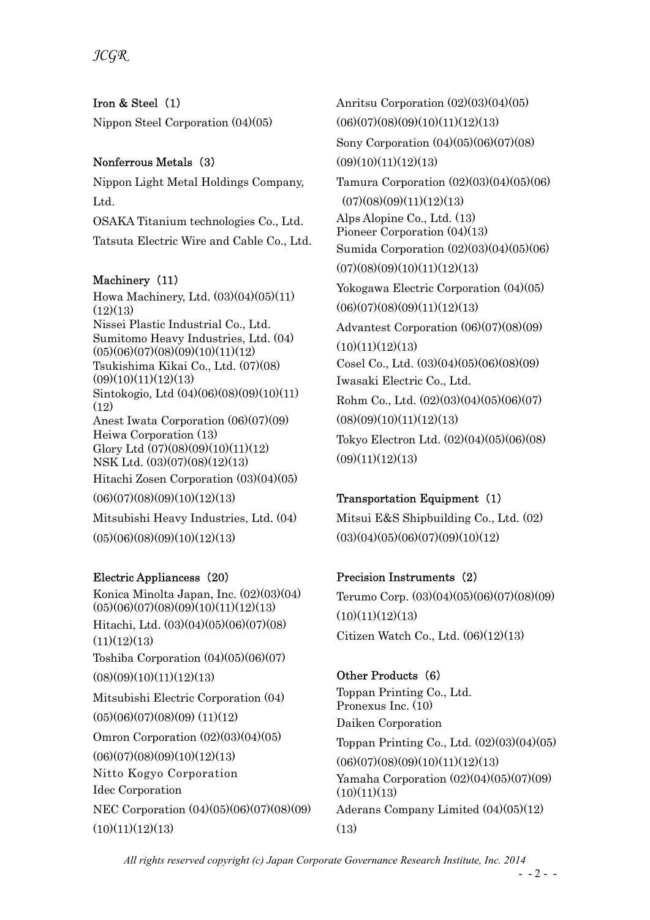### Iron & Steel（1）

Nippon Steel Corporation (04)(05)

### Nonferrous Metals（3）

Nippon Light Metal Holdings Company, Ltd.

OSAKA Titanium technologies Co., Ltd.

Tatsuta Electric Wire and Cable Co., Ltd.

### Machinery（11）

Howa Machinery, Ltd. (03)(04)(05)(11)(12)(13)

Nissei Plastic Industrial Co., Ltd.

Sumitomo Heavy Industries, Ltd. (04)(05)(06)(07)(08)(09)(10)(11)(12)

Tsukishima Kikai Co., Ltd. (07)(08)(09)(10)(11)(12)(13)

Sintokogio, Ltd (04)(06)(08)(09)(10)(11)(12)

Anest Iwata Corporation (06)(07)(09)

Heiwa Corporation (13)

Glory Ltd (07)(08)(09)(10)(11)(12)

NSK Ltd. (03)(07)(08)(12)(13)

Hitachi Zosen Corporation (03)(04)(05)(06)(07)(08)(09)(10)(12)(13)

Mitsubishi Heavy Industries, Ltd. (04)(05)(06)(08)(09)(10)(12)(13)

### Electric Appliancess（20）

Konica Minolta Japan, Inc. (02)(03)(04)(05)(06)(07)(08)(09)(10)(11)(12)(13)

Hitachi, Ltd. (03)(04)(05)(06)(07)(08)(11)(12)(13)

Toshiba Corporation (04)(05)(06)(07)(08)(09)(10)(11)(12)(13)

Mitsubishi Electric Corporation (04)(05)(06)(07)(08)(09) (11)(12)

Omron Corporation (02)(03)(04)(05)(06)(07)(08)(09)(10)(12)(13)

Nitto Kogyo Corporation

Idec Corporation

NEC Corporation (04)(05)(06)(07)(08)(09)(10)(11)(12)(13)

Anritsu Corporation (02)(03)(04)(05)(06)(07)(08)(09)(10)(11)(12)(13)

Sony Corporation (04)(05)(06)(07)(08)(09)(10)(11)(12)(13)

Tamura Corporation (02)(03)(04)(05)(06)(07)(08)(09)(11)(12)(13)

Alps Alopine Co., Ltd. (13)

Pioneer Corporation (04)(13)

Sumida Corporation (02)(03)(04)(05)(06)(07)(08)(09)(10)(11)(12)(13)

Yokogawa Electric Corporation (04)(05)(06)(07)(08)(09)(11)(12)(13)

Advantest Corporation (06)(07)(08)(09)(10)(11)(12)(13)

Cosel Co., Ltd. (03)(04)(05)(06)(08)(09)

Iwasaki Electric Co., Ltd.

Rohm Co., Ltd. (02)(03)(04)(05)(06)(07)(08)(09)(10)(11)(12)(13)

Tokyo Electron Ltd. (02)(04)(05)(06)(08)(09)(11)(12)(13)

### Transportation Equipment（1）

Mitsui E&S Shipbuilding Co., Ltd. (02)(03)(04)(05)(06)(07)(09)(10)(12)

### Precision Instruments（2）

Terumo Corp. (03)(04)(05)(06)(07)(08)(09)(10)(11)(12)(13)

Citizen Watch Co., Ltd. (06)(12)(13)

### Other Products（6）

Toppan Printing Co., Ltd.

Pronexus Inc. (10)

Daiken Corporation

Toppan Printing Co., Ltd. (02)(03)(04)(05)(06)(07)(08)(09)(10)(11)(12)(13)

Yamaha Corporation (02)(04)(05)(07)(09)(10)(11)(13)

Aderans Company Limited (04)(05)(12)(13)

*All rights reserved copyright (c) Japan Corporate Governance Research Institute, Inc. 2014*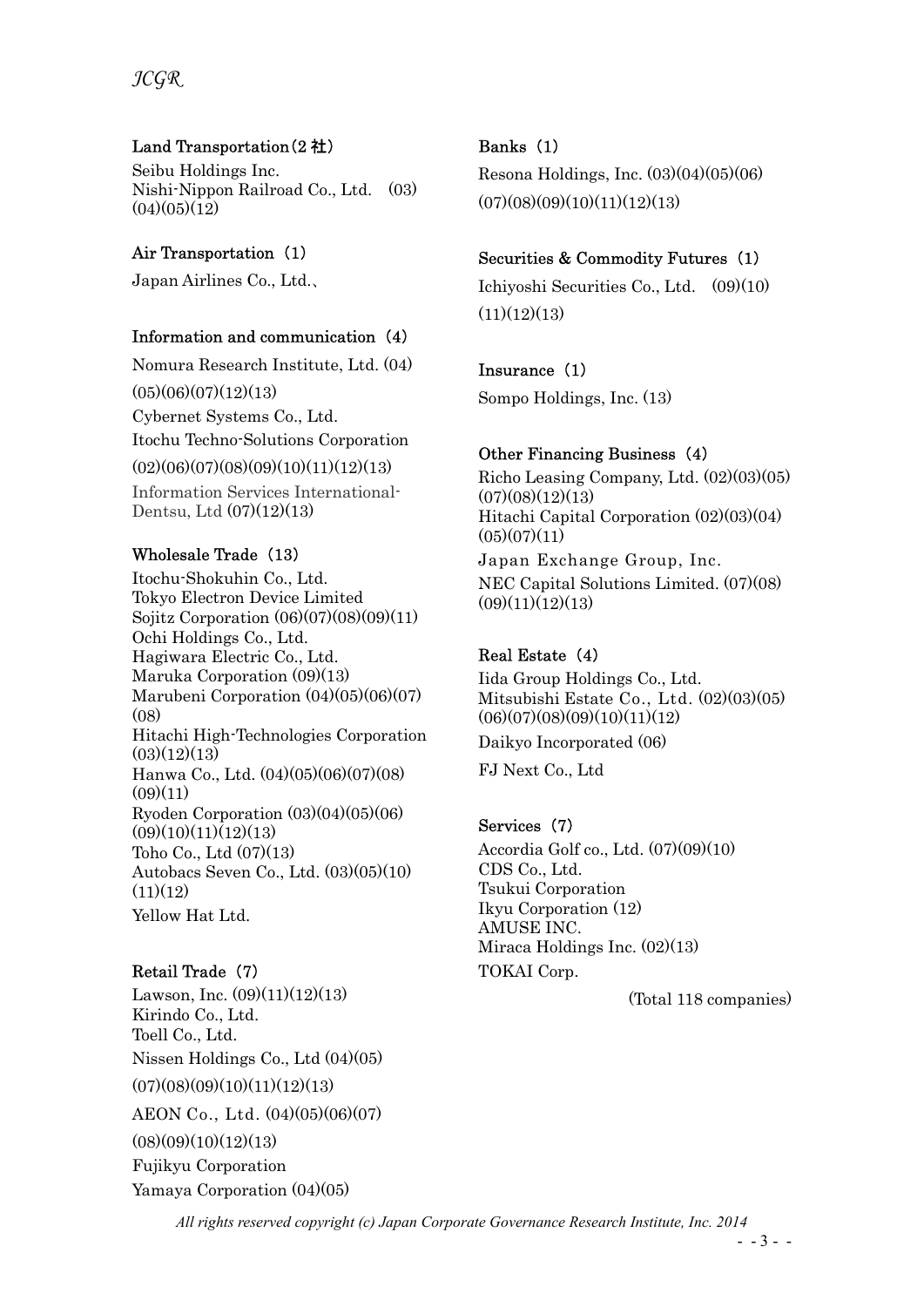### Land Transportation（2 社）

Seibu Holdings Inc.
Nishi-Nippon Railroad Co., Ltd. (03)(04)(05)(12)

### Air Transportation（1）

Japan Airlines Co., Ltd.、

### Information and communication（4）

Nomura Research Institute, Ltd. (04)(05)(06)(07)(12)(13)
Cybernet Systems Co., Ltd.
Itochu Techno-Solutions Corporation (02)(06)(07)(08)(09)(10)(11)(12)(13)
Information Services International-Dentsu, Ltd (07)(12)(13)

### Wholesale Trade（13）

Itochu-Shokuhin Co., Ltd.
Tokyo Electron Device Limited
Sojitz Corporation (06)(07)(08)(09)(11)
Ochi Holdings Co., Ltd.
Hagiwara Electric Co., Ltd.
Maruka Corporation (09)(13)
Marubeni Corporation (04)(05)(06)(07)(08)
Hitachi High-Technologies Corporation (03)(12)(13)
Hanwa Co., Ltd. (04)(05)(06)(07)(08)(09)(11)
Ryoden Corporation (03)(04)(05)(06)(09)(10)(11)(12)(13)
Toho Co., Ltd (07)(13)
Autobacs Seven Co., Ltd. (03)(05)(10)(11)(12)
Yellow Hat Ltd.

### Retail Trade（7）

Lawson, Inc. (09)(11)(12)(13)
Kirindo Co., Ltd.
Toell Co., Ltd.
Nissen Holdings Co., Ltd (04)(05)(07)(08)(09)(10)(11)(12)(13)
AEON Co., Ltd. (04)(05)(06)(07)(08)(09)(10)(12)(13)
Fujikyu Corporation
Yamaya Corporation (04)(05)

### Banks（1）

Resona Holdings, Inc. (03)(04)(05)(06)(07)(08)(09)(10)(11)(12)(13)

### Securities & Commodity Futures（1）

Ichiyoshi Securities Co., Ltd. (09)(10)(11)(12)(13)

### Insurance（1）

Sompo Holdings, Inc. (13)

### Other Financing Business（4）

Richo Leasing Company, Ltd. (02)(03)(05)(07)(08)(12)(13)
Hitachi Capital Corporation (02)(03)(04)(05)(07)(11)
Japan Exchange Group, Inc.
NEC Capital Solutions Limited. (07)(08)(09)(11)(12)(13)

### Real Estate（4）

Iida Group Holdings Co., Ltd.
Mitsubishi Estate Co., Ltd. (02)(03)(05)(06)(07)(08)(09)(10)(11)(12)
Daikyo Incorporated (06)
FJ Next Co., Ltd

### Services（7）

Accordia Golf co., Ltd. (07)(09)(10)
CDS Co., Ltd.
Tsukui Corporation
Ikyu Corporation (12)
AMUSE INC.
Miraca Holdings Inc. (02)(13)
TOKAI Corp.

(Total 118 companies)